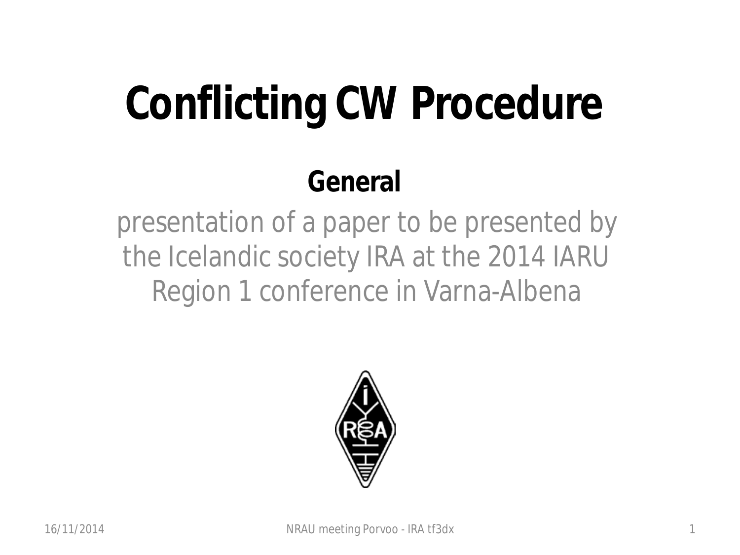# Conflicting CW Procedure

## General

presentation of a paper to be presented by the Icelandic society IRA at the 2014 IARU Region 1 conference in Varna-Albena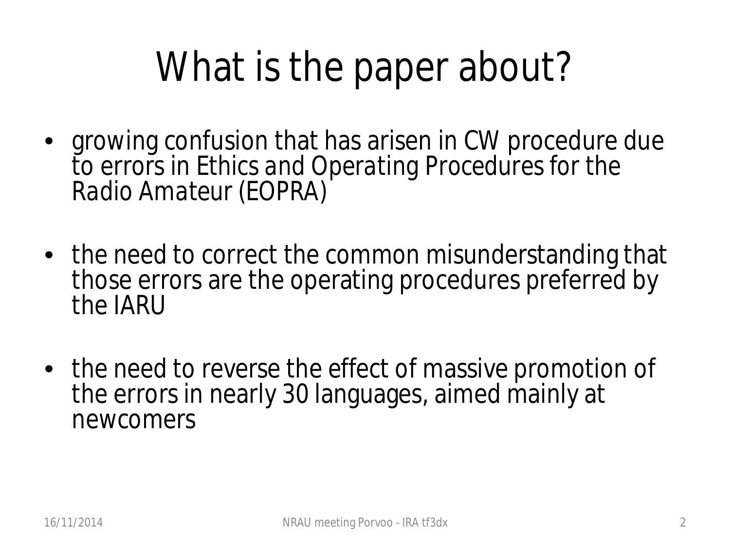# What is the paper about?

- growing confusion that has arisen in CW procedure due to errors in Ethics and Operating Procedures for the Radio Amateur (EOPRA)
- the need to correct the common misunderstanding that those errors are the operating procedures preferred by the IARU
- the need to reverse the effect of massive promotion of the errors in nearly 30 languages, aimed mainly at newcomers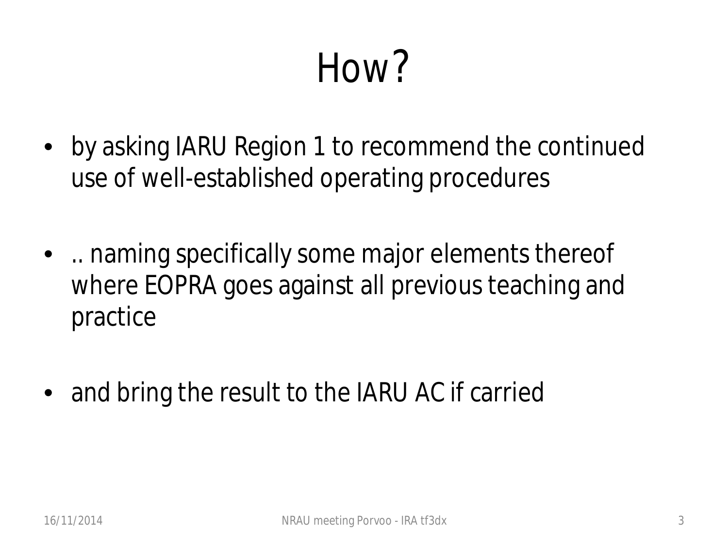# How?

- by asking IARU Region 1 to recommend the continued use of well-established operating procedures

- .. naming specifically some major elements thereof where EOPRA goes against all previous teaching and practice

- and bring the result to the IARU AC if carried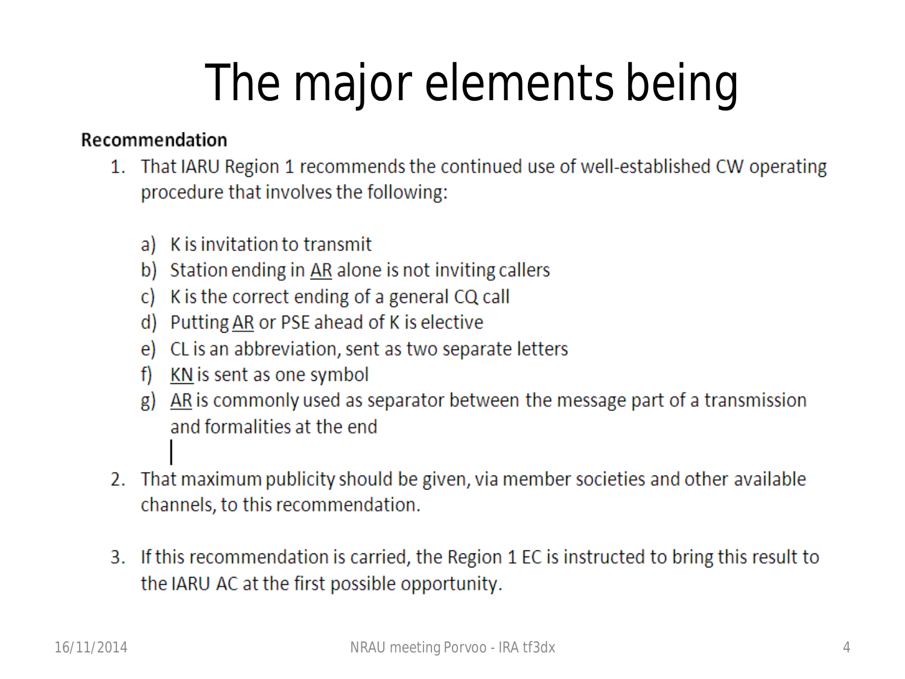# The major elements being

**Recommendation**

1. That IARU Region 1 recommends the continued use of well-established CW operating procedure that involves the following:

   a) K is invitation to transmit
   b) Station ending in <u>AR</u> alone is not inviting callers
   c) K is the correct ending of a general CQ call
   d) Putting <u>AR</u> or PSE ahead of K is elective
   e) CL is an abbreviation, sent as two separate letters
   f) <u>KN</u> is sent as one symbol
   g) <u>AR</u> is commonly used as separator between the message part of a transmission and formalities at the end

2. That maximum publicity should be given, via member societies and other available channels, to this recommendation.

3. If this recommendation is carried, the Region 1 EC is instructed to bring this result to the IARU AC at the first possible opportunity.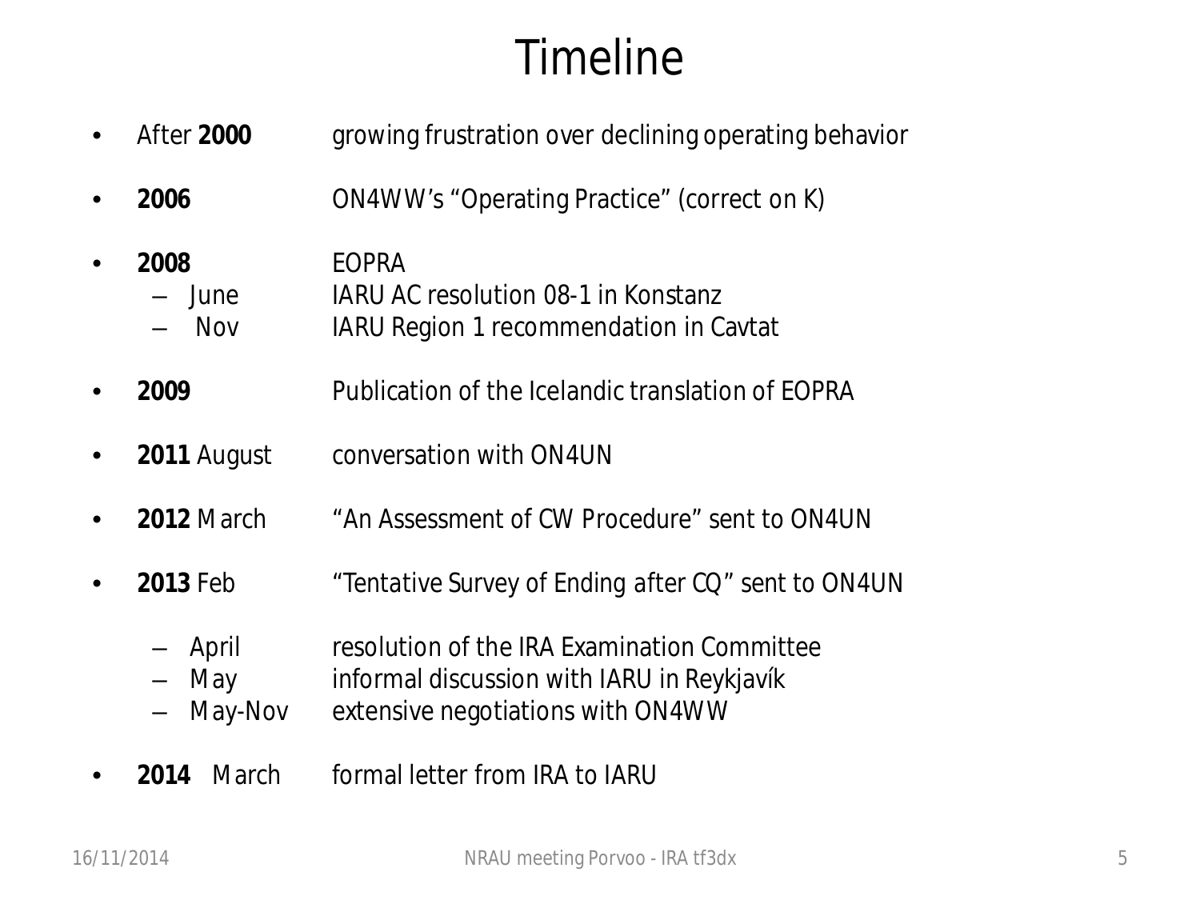# Timeline

- After **2000** growing frustration over declining operating behavior
- **2006** ON4WW's "Operating Practice" (correct on K)
- **2008** EOPRA
  - June IARU AC resolution 08-1 in Konstanz
  - Nov IARU Region 1 recommendation in Cavtat
- **2009** Publication of the Icelandic translation of EOPRA
- **2011** August conversation with ON4UN
- **2012** March "An Assessment of CW Procedure" sent to ON4UN
- **2013** Feb "Tentative Survey of Ending after CQ" sent to ON4UN
  - April resolution of the IRA Examination Committee
  - May informal discussion with IARU in Reykjavík
  - May-Nov extensive negotiations with ON4WW
- **2014** March formal letter from IRA to IARU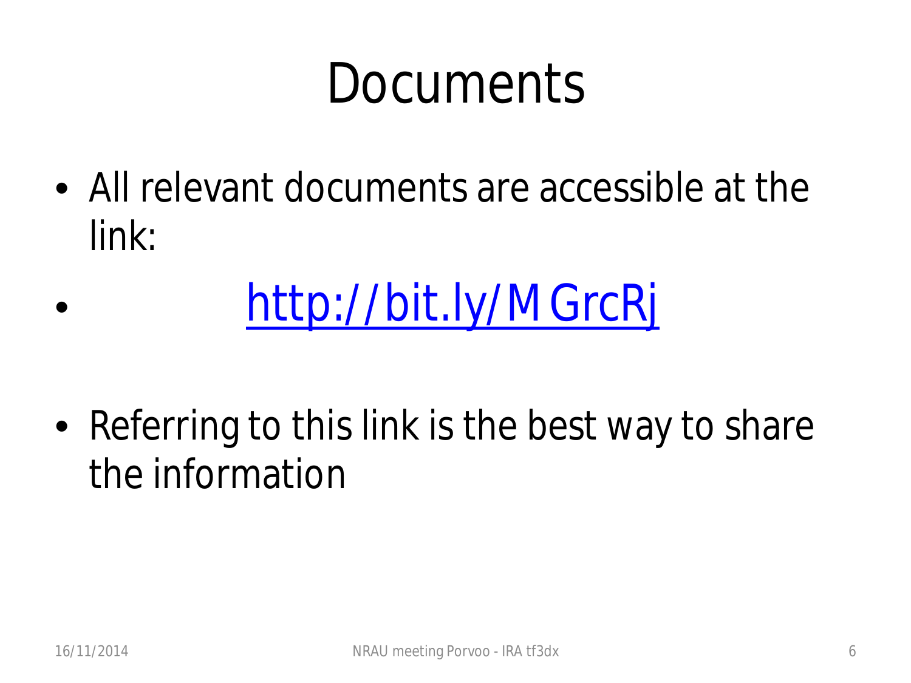# Documents

- All relevant documents are accessible at the link:
- http://bit.ly/MGrcRj
- Referring to this link is the best way to share the information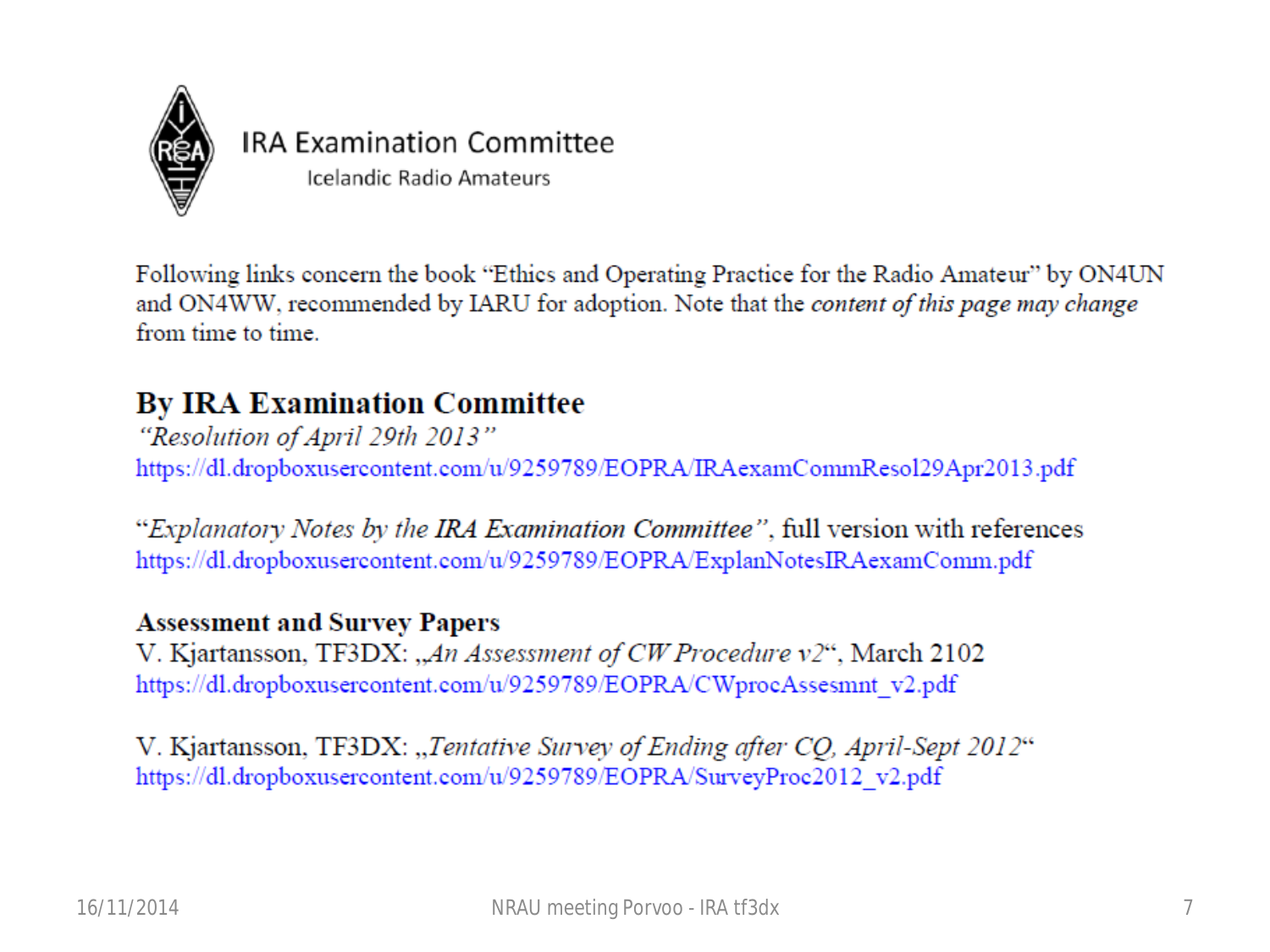IRA Examination Committee

Icelandic Radio Amateurs

Following links concern the book "Ethics and Operating Practice for the Radio Amateur" by ON4UN and ON4WW, recommended by IARU for adoption. Note that the *content of this page may change* from time to time.

## By IRA Examination Committee

*"Resolution of April 29th 2013"*
https://dl.dropboxusercontent.com/u/9259789/EOPRA/IRAexamCommResol29Apr2013.pdf

"*Explanatory Notes by the IRA Examination Committee*", full version with references
https://dl.dropboxusercontent.com/u/9259789/EOPRA/ExplanNotesIRAexamComm.pdf

### Assessment and Survey Papers

V. Kjartansson, TF3DX: „*An Assessment of CW Procedure v2*", March 2102
https://dl.dropboxusercontent.com/u/9259789/EOPRA/CWprocAssesmnt_v2.pdf

V. Kjartansson, TF3DX: „*Tentative Survey of Ending after CQ, April-Sept 2012*"
https://dl.dropboxusercontent.com/u/9259789/EOPRA/SurveyProc2012_v2.pdf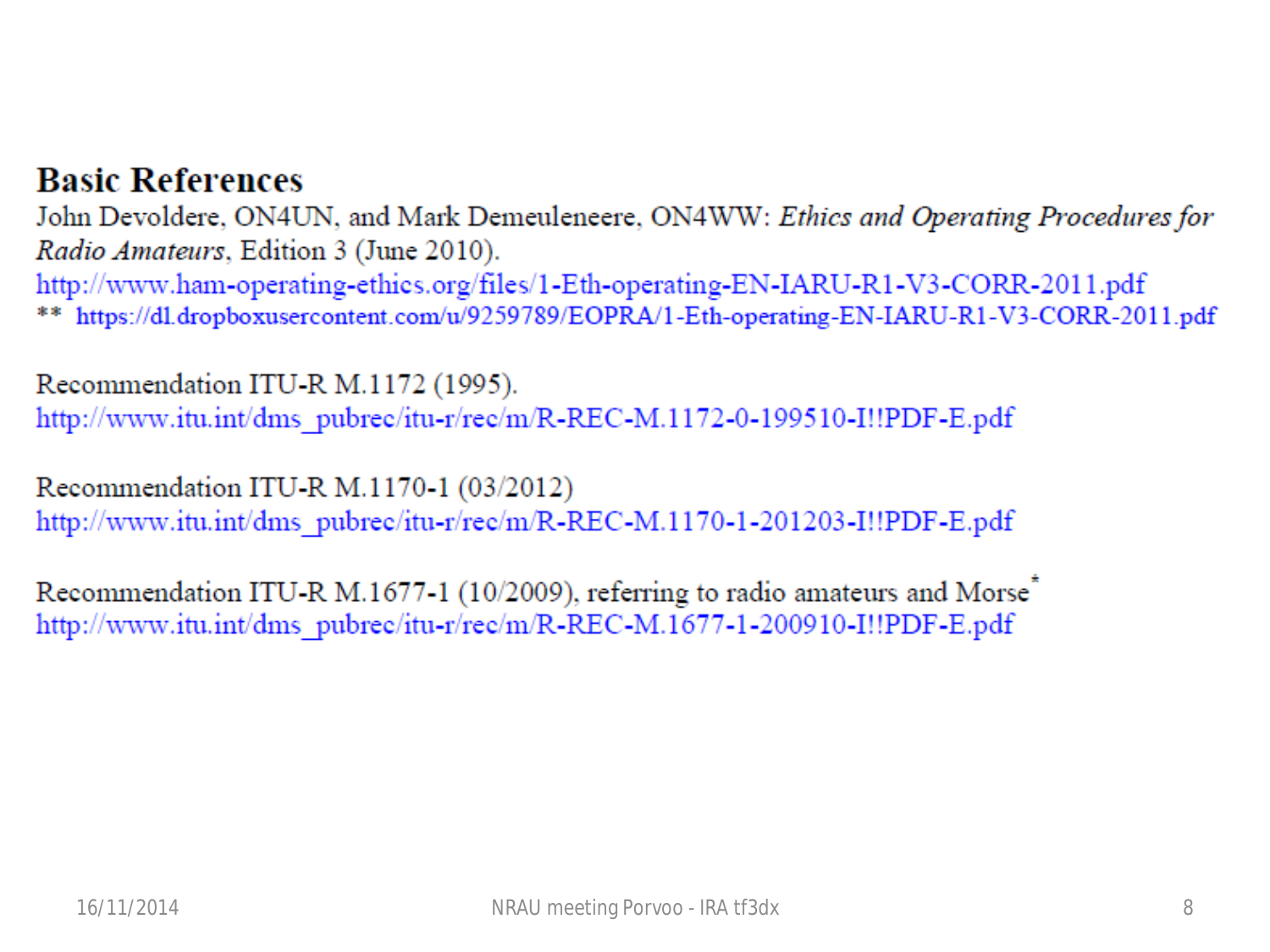# Basic References

John Devoldere, ON4UN, and Mark Demeuleneere, ON4WW: *Ethics and Operating Procedures for Radio Amateurs*, Edition 3 (June 2010).
http://www.ham-operating-ethics.org/files/1-Eth-operating-EN-IARU-R1-V3-CORR-2011.pdf
** https://dl.dropboxusercontent.com/u/9259789/EOPRA/1-Eth-operating-EN-IARU-R1-V3-CORR-2011.pdf

Recommendation ITU-R M.1172 (1995).
http://www.itu.int/dms_pubrec/itu-r/rec/m/R-REC-M.1172-0-199510-I!!PDF-E.pdf

Recommendation ITU-R M.1170-1 (03/2012)
http://www.itu.int/dms_pubrec/itu-r/rec/m/R-REC-M.1170-1-201203-I!!PDF-E.pdf

Recommendation ITU-R M.1677-1 (10/2009), referring to radio amateurs and Morse*
http://www.itu.int/dms_pubrec/itu-r/rec/m/R-REC-M.1677-1-200910-I!!PDF-E.pdf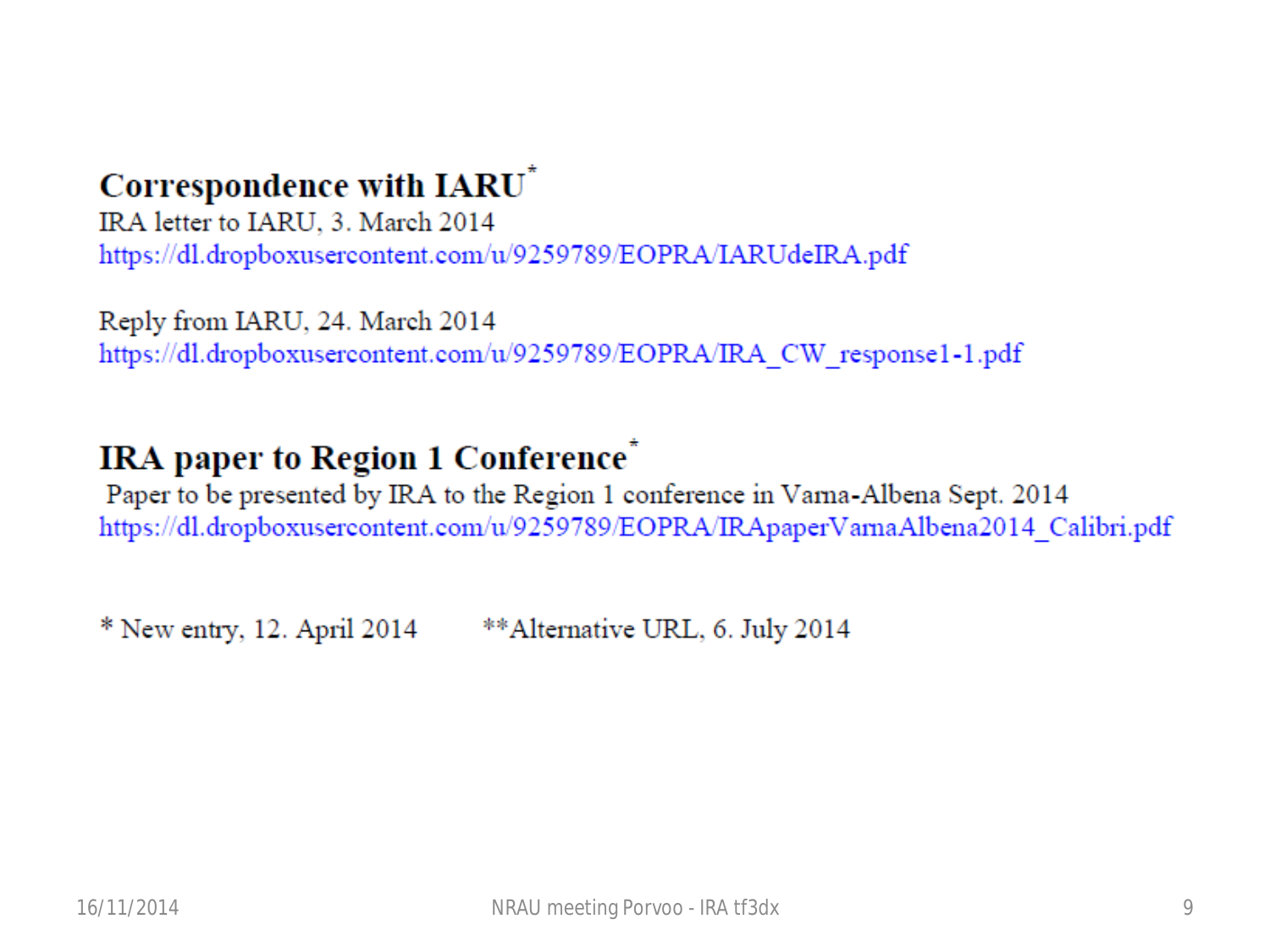## Correspondence with IARU*

IRA letter to IARU, 3. March 2014
https://dl.dropboxusercontent.com/u/9259789/EOPRA/IARUdeIRA.pdf

Reply from IARU, 24. March 2014
https://dl.dropboxusercontent.com/u/9259789/EOPRA/IRA_CW_response1-1.pdf

## IRA paper to Region 1 Conference*

Paper to be presented by IRA to the Region 1 conference in Varna-Albena Sept. 2014
https://dl.dropboxusercontent.com/u/9259789/EOPRA/IRApaperVarnaAlbena2014_Calibri.pdf

* New entry, 12. April 2014 **Alternative URL, 6. July 2014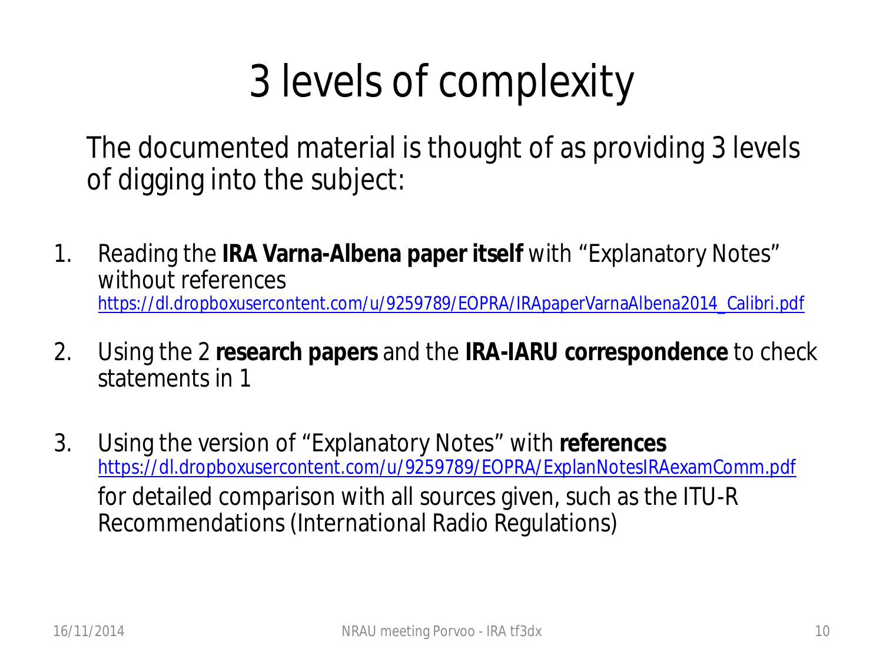# 3 levels of complexity

The documented material is thought of as providing 3 levels of digging into the subject:

1. Reading the **IRA Varna-Albena paper itself** with "Explanatory Notes" without references
   https://dl.dropboxusercontent.com/u/9259789/EOPRA/IRApaperVarnaAlbena2014_Calibri.pdf

2. Using the 2 **research papers** and the **IRA-IARU correspondence** to check statements in 1

3. Using the version of "Explanatory Notes" with **references**
   https://dl.dropboxusercontent.com/u/9259789/EOPRA/ExplanNotesIRAexamComm.pdf
   for detailed comparison with all sources given, such as the ITU-R Recommendations (International Radio Regulations)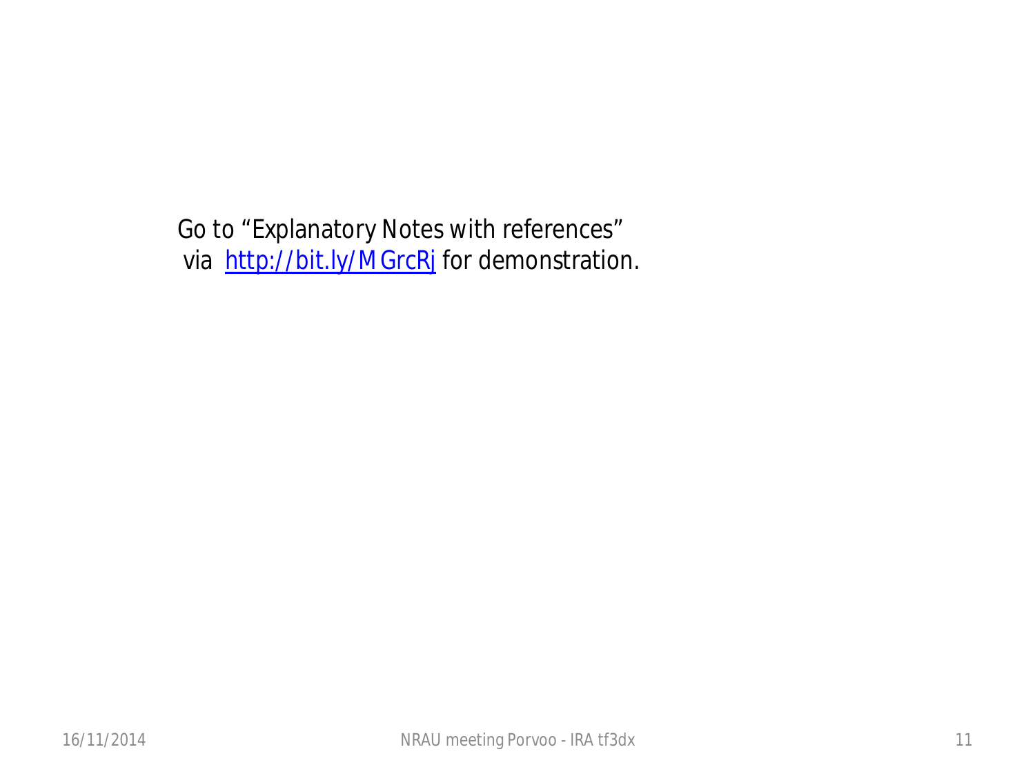Go to "Explanatory Notes with references" via [http://bit.ly/MGrcRj](http://bit.ly/MGrcRj) for demonstration.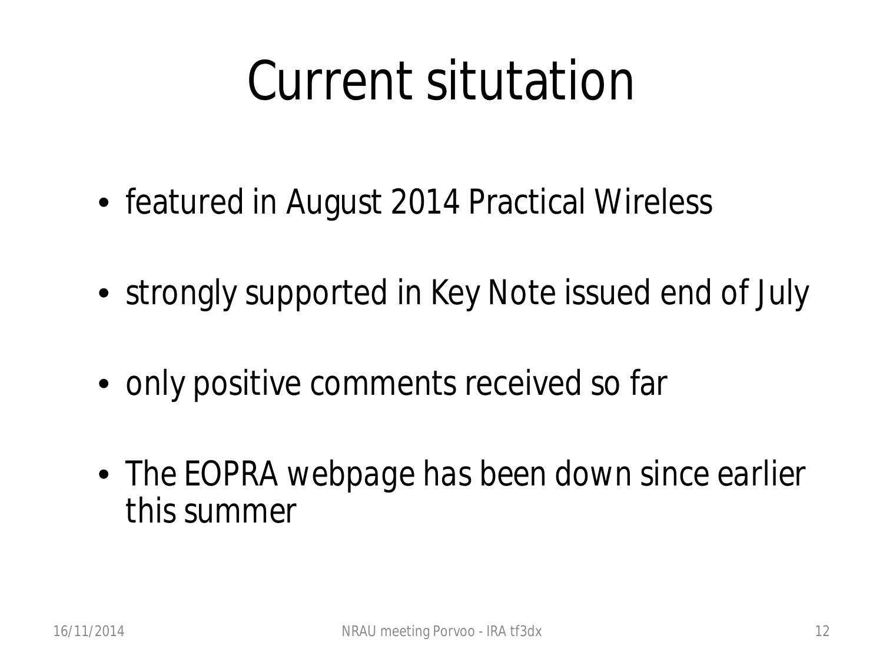# Current situtation

- featured in August 2014 Practical Wireless
- strongly supported in Key Note issued end of July
- only positive comments received so far
- The EOPRA webpage has been down since earlier this summer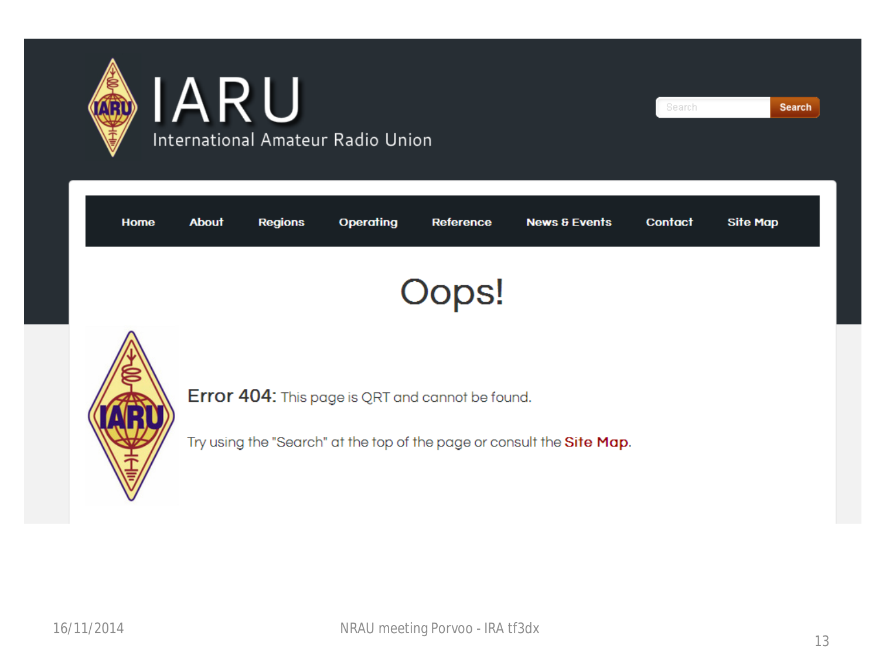# IARU

International Amateur Radio Union

Search

Home | About | Regions | Operating | Reference | News & Events | Contact | Site Map

## Oops!

**Error 404:** This page is QRT and cannot be found.

Try using the "Search" at the top of the page or consult the **Site Map**.

16/11/2014 NRAU meeting Porvoo - IRA tf3dx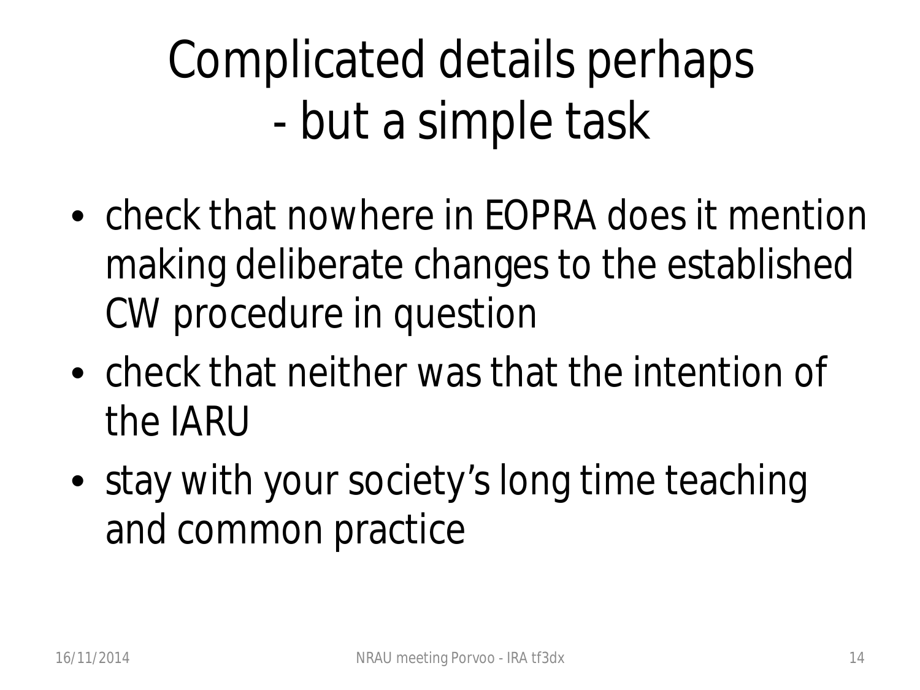# Complicated details perhaps - but a simple task

- check that nowhere in EOPRA does it mention making deliberate changes to the established CW procedure in question
- check that neither was that the intention of the IARU
- stay with your society’s long time teaching and common practice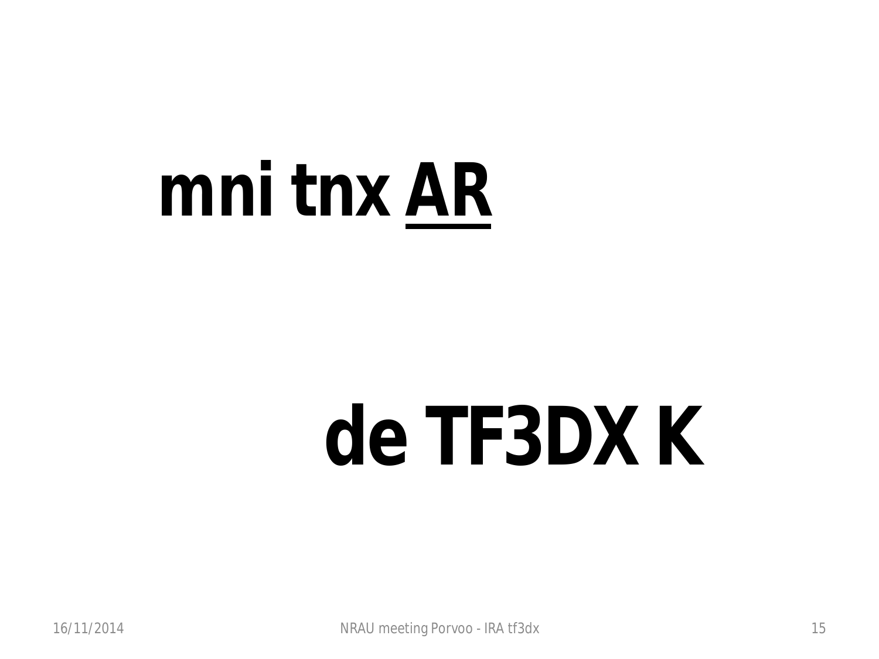**mni tnx <u>AR</u>**

**de TF3DX K**